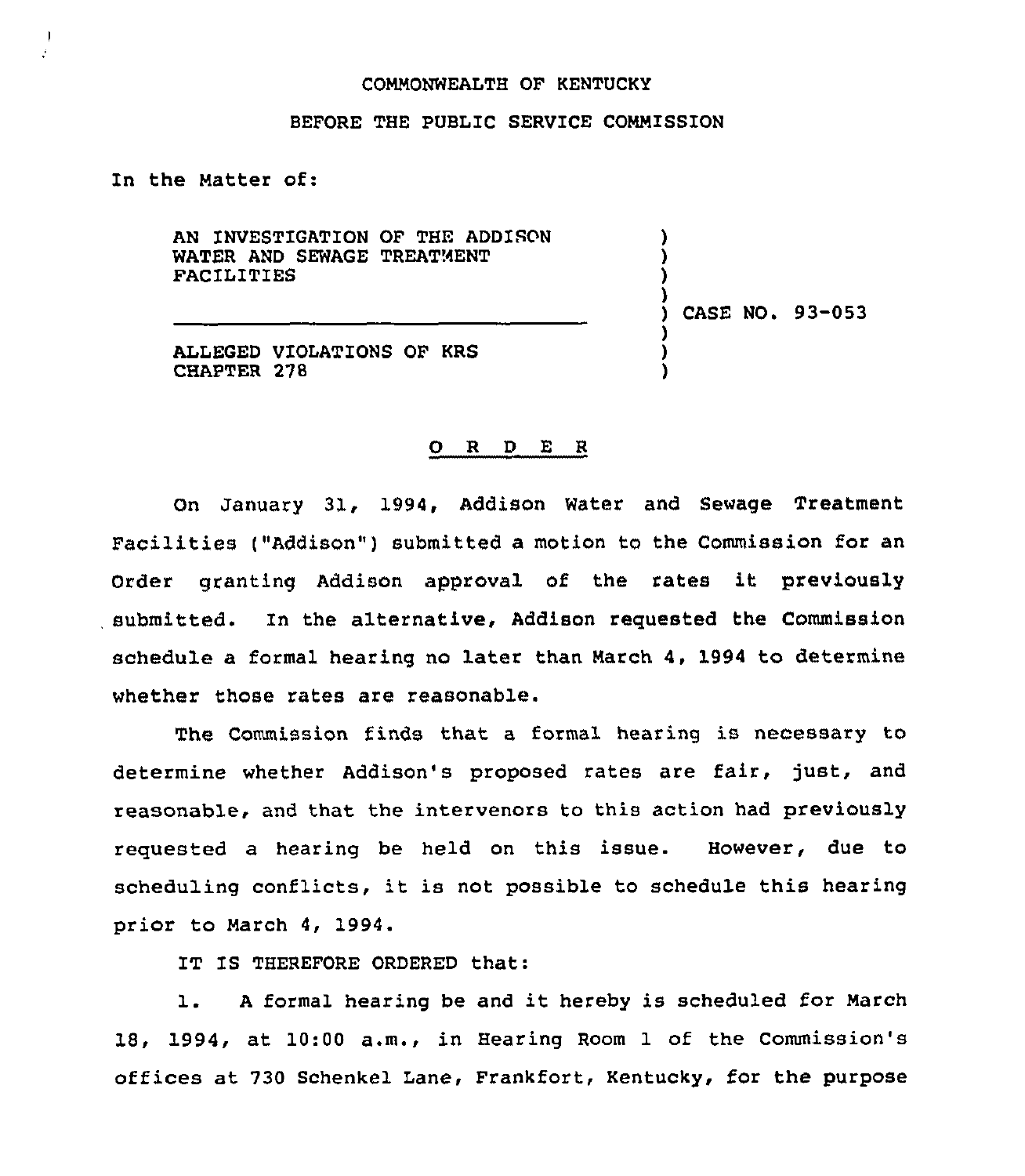COMMONWEALTH OF KENTUCKY

BEFORE THE PUBLIC SERVICE COMMISSION

In the Matter of:

AN INVESTIGATION OF THE ADDISON WATER AND SEWAGE TREATMENT FACILITIES

ALLEGED VIOLATIONS OF KRS CHAPTER 278

) CASE NO. 93-053

# O R D E R

On January 31, 1994, Addison Water and Sewage Treatment Facilities ("Addison") submitted a motion to the Commission for an Order granting Addison approval of the rates it previously submitted. In the alternative, Addison requested the Commission schedule a formal hearing no later than March 4, 1994 to determine whether those rates are reasonable.

The Commission finds that a formal hearing is necessary to determine whether Addison's proposed rates are fair, just, and reasonable, and that the intervenors to this action had previously requested a hearing be held on this issue. However, due to scheduling conflicts, it is not possible to schedule this hearing prior to March 4, 1994.

IT IS THEREFORE ORDERED that:

1. A formal hearing be and it hereby is scheduled for March 18, 1994, at 10:00 a.m., in Hearing Room 1 of the Commission's offices at 730 Schenkel Lane, Frankfort, Kentucky, for the purpose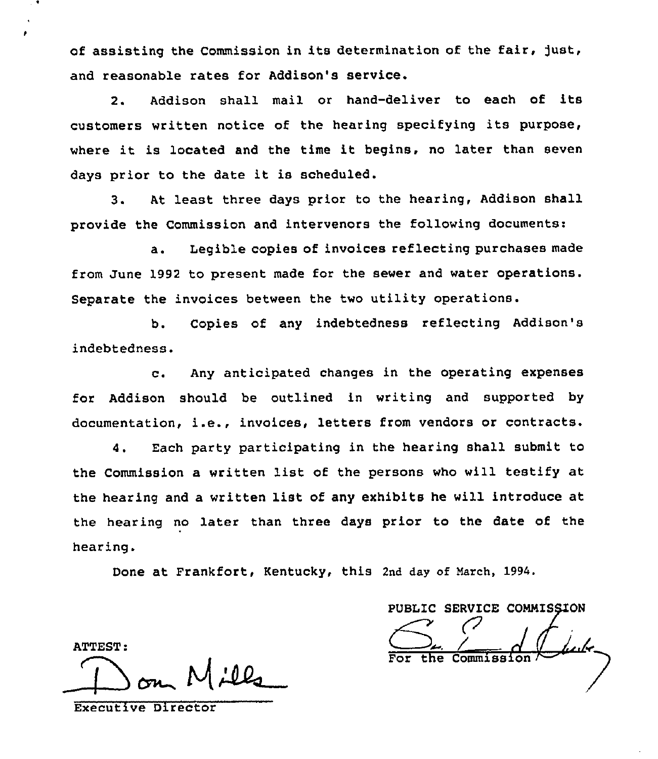of assisting the Commission in its determination of the fair, just, and reasonable rates for Addison's service.

2. Addison shall mail or hand-deliver to each of its customers written notice of the hearing specifying its purpose, where it is located and the time it begins, no later than seven days prior to the date it is scheduled.

3. At least three days prior to the hearing, Addison shall provide the Commission and intervenors the following documents:

a. Legible copies of invoices reflecting purchases made from June 1992 to present made for the sewer and water operations. Separate the invoices between the two utility operations.

b. Copies of any indebtedness reflecting Addison's indebtedness.

c. Any anticipated changes in the operating expenses for Addison should be outlined in writing and supported by documentation, i.e., invoices, letters from vendors or contracts.

4. Each party participating in the hearing shall submit to the Commission a written list of the persons who will testify at the hearing and a written list of any exhibits he will introduce at the hearing no later than three days prior to the date of the hearing.

Done at Frankfort, Kentucky, this 2nd day of March, 1994.

PUBLIC SERVICE COMMISSION

For the Commission

ATTEST:

Executive Director